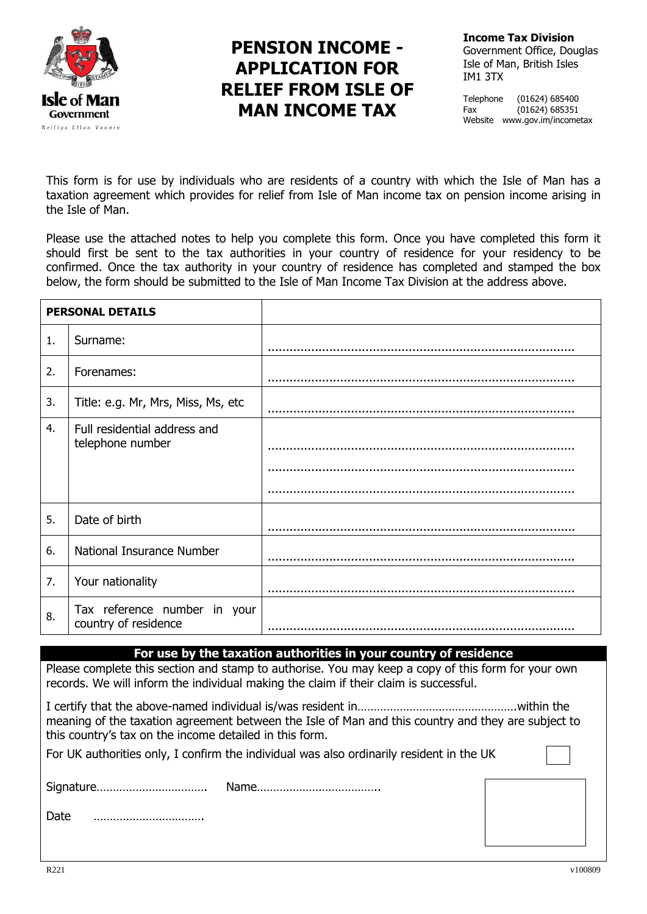# PENSION INCOME - APPLICATION FOR RELIEF FROM ISLE OF MAN INCOME TAX

**Income Tax Division**
Government Office, Douglas
Isle of Man, British Isles
IM1 3TX

Telephone (01624) 685400
Fax (01624) 685351
Website www.gov.im/incometax

This form is for use by individuals who are residents of a country with which the Isle of Man has a taxation agreement which provides for relief from Isle of Man income tax on pension income arising in the Isle of Man.

Please use the attached notes to help you complete this form. Once you have completed this form it should first be sent to the tax authorities in your country of residence for your residency to be confirmed. Once the tax authority in your country of residence has completed and stamped the box below, the form should be submitted to the Isle of Man Income Tax Division at the address above.

| **PERSONAL DETAILS** | | |
|---|---|---|
| 1. | Surname: | ................................................................................... |
| 2. | Forenames: | ................................................................................... |
| 3. | Title: e.g. Mr, Mrs, Miss, Ms, etc | ................................................................................... |
| 4. | Full residential address and telephone number | ................................................................................... ................................................................................... ................................................................................... |
| 5. | Date of birth | ................................................................................... |
| 6. | National Insurance Number | ................................................................................... |
| 7. | Your nationality | ................................................................................... |
| 8. | Tax reference number in your country of residence | ................................................................................... |

**For use by the taxation authorities in your country of residence**

Please complete this section and stamp to authorise. You may keep a copy of this form for your own records. We will inform the individual making the claim if their claim is successful.

I certify that the above-named individual is/was resident in…………………………………………within the meaning of the taxation agreement between the Isle of Man and this country and they are subject to this country's tax on the income detailed in this form.

For UK authorities only, I confirm the individual was also ordinarily resident in the UK ☐

Signature……………………………. Name……………………………….

Date …………………………….

R221 v100809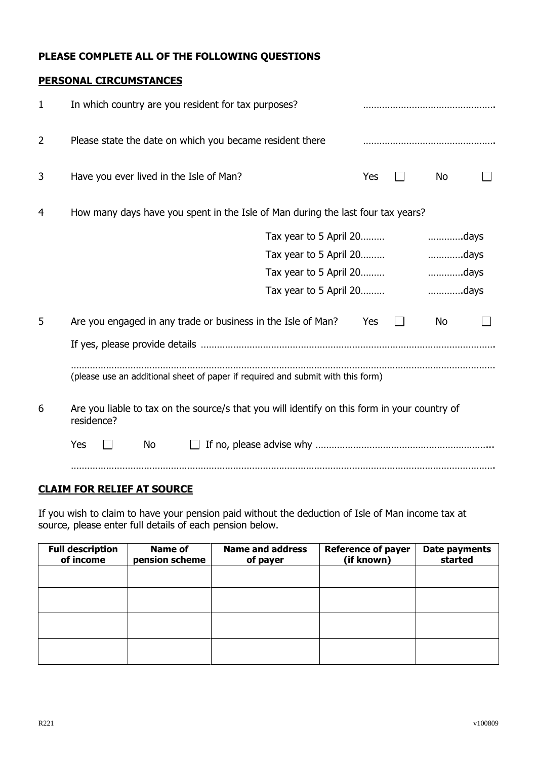**PLEASE COMPLETE ALL OF THE FOLLOWING QUESTIONS**

**PERSONAL CIRCUMSTANCES**

1 In which country are you resident for tax purposes? ………………………………………….

2 Please state the date on which you became resident there ………………………………………….

3 Have you ever lived in the Isle of Man? Yes ☐ No ☐

4 How many days have you spent in the Isle of Man during the last four tax years?

Tax year to 5 April 20……… …………days
Tax year to 5 April 20……… …………days
Tax year to 5 April 20……… …………days
Tax year to 5 April 20……… …………days

5 Are you engaged in any trade or business in the Isle of Man? Yes ☐ No ☐

If yes, please provide details ……………………………………………………………………………………………

………………………………………………………………………………………………………………………………………

(please use an additional sheet of paper if required and submit with this form)

6 Are you liable to tax on the source/s that you will identify on this form in your country of residence?

Yes ☐ No ☐ If no, please advise why ………………………………………………………..

………………………………………………………………………………………………………………………………………

**CLAIM FOR RELIEF AT SOURCE**

If you wish to claim to have your pension paid without the deduction of Isle of Man income tax at source, please enter full details of each pension below.

| Full description of income | Name of pension scheme | Name and address of payer | Reference of payer (if known) | Date payments started |
|---|---|---|---|---|
| | | | | |
| | | | | |
| | | | | |
| | | | | |

R221 v100809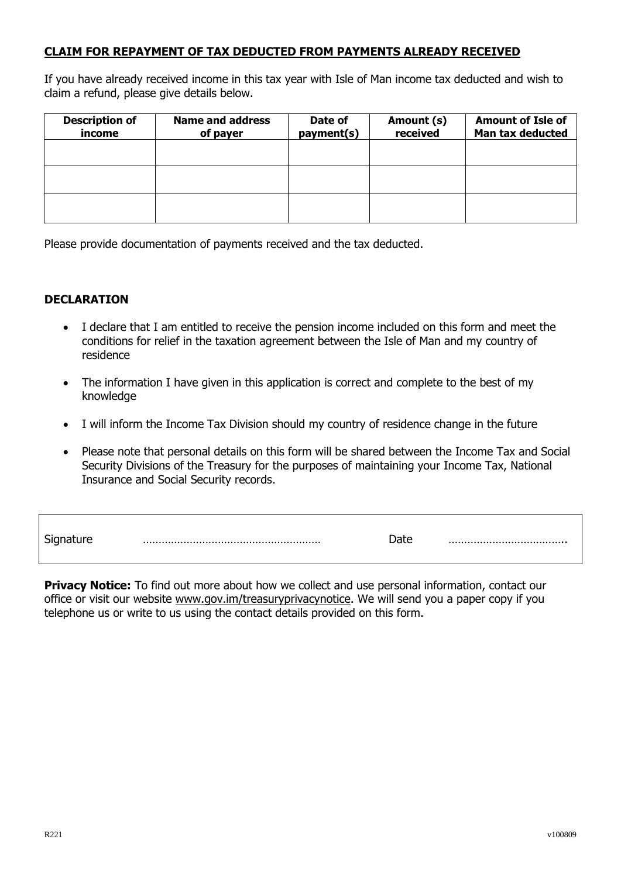## CLAIM FOR REPAYMENT OF TAX DEDUCTED FROM PAYMENTS ALREADY RECEIVED

If you have already received income in this tax year with Isle of Man income tax deducted and wish to claim a refund, please give details below.

| Description of income | Name and address of payer | Date of payment(s) | Amount (s) received | Amount of Isle of Man tax deducted |
|---|---|---|---|---|
| | | | | |
| | | | | |
| | | | | |

Please provide documentation of payments received and the tax deducted.

### DECLARATION

- I declare that I am entitled to receive the pension income included on this form and meet the conditions for relief in the taxation agreement between the Isle of Man and my country of residence
- The information I have given in this application is correct and complete to the best of my knowledge
- I will inform the Income Tax Division should my country of residence change in the future
- Please note that personal details on this form will be shared between the Income Tax and Social Security Divisions of the Treasury for the purposes of maintaining your Income Tax, National Insurance and Social Security records.

Signature ……………………………………………… Date ………………………………..

**Privacy Notice:** To find out more about how we collect and use personal information, contact our office or visit our website www.gov.im/treasuryprivacynotice. We will send you a paper copy if you telephone us or write to us using the contact details provided on this form.

R221 v100809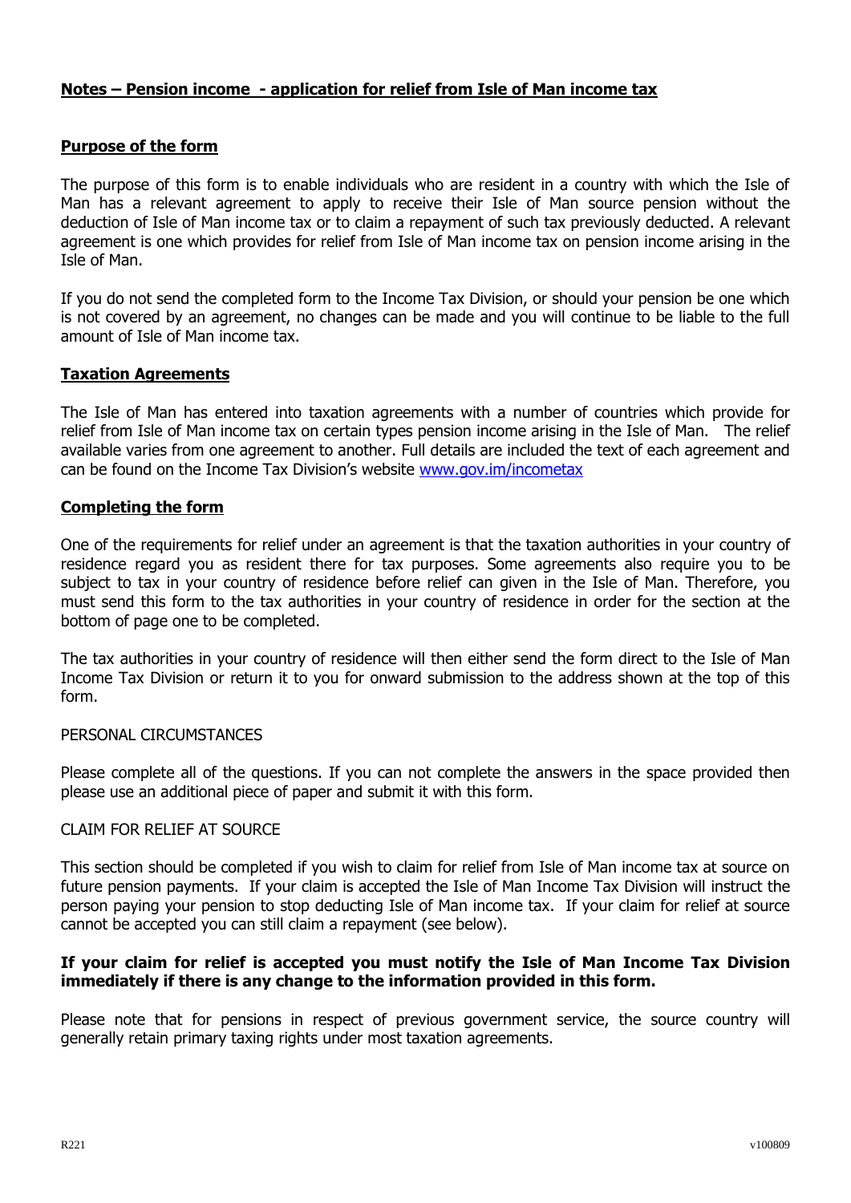## **Notes – Pension income - application for relief from Isle of Man income tax**

### **Purpose of the form**

The purpose of this form is to enable individuals who are resident in a country with which the Isle of Man has a relevant agreement to apply to receive their Isle of Man source pension without the deduction of Isle of Man income tax or to claim a repayment of such tax previously deducted. A relevant agreement is one which provides for relief from Isle of Man income tax on pension income arising in the Isle of Man.

If you do not send the completed form to the Income Tax Division, or should your pension be one which is not covered by an agreement, no changes can be made and you will continue to be liable to the full amount of Isle of Man income tax.

### **Taxation Agreements**

The Isle of Man has entered into taxation agreements with a number of countries which provide for relief from Isle of Man income tax on certain types pension income arising in the Isle of Man. The relief available varies from one agreement to another. Full details are included the text of each agreement and can be found on the Income Tax Division's website www.gov.im/incometax

### **Completing the form**

One of the requirements for relief under an agreement is that the taxation authorities in your country of residence regard you as resident there for tax purposes. Some agreements also require you to be subject to tax in your country of residence before relief can given in the Isle of Man. Therefore, you must send this form to the tax authorities in your country of residence in order for the section at the bottom of page one to be completed.

The tax authorities in your country of residence will then either send the form direct to the Isle of Man Income Tax Division or return it to you for onward submission to the address shown at the top of this form.

PERSONAL CIRCUMSTANCES

Please complete all of the questions. If you can not complete the answers in the space provided then please use an additional piece of paper and submit it with this form.

CLAIM FOR RELIEF AT SOURCE

This section should be completed if you wish to claim for relief from Isle of Man income tax at source on future pension payments. If your claim is accepted the Isle of Man Income Tax Division will instruct the person paying your pension to stop deducting Isle of Man income tax. If your claim for relief at source cannot be accepted you can still claim a repayment (see below).

**If your claim for relief is accepted you must notify the Isle of Man Income Tax Division immediately if there is any change to the information provided in this form.**

Please note that for pensions in respect of previous government service, the source country will generally retain primary taxing rights under most taxation agreements.

R221 v100809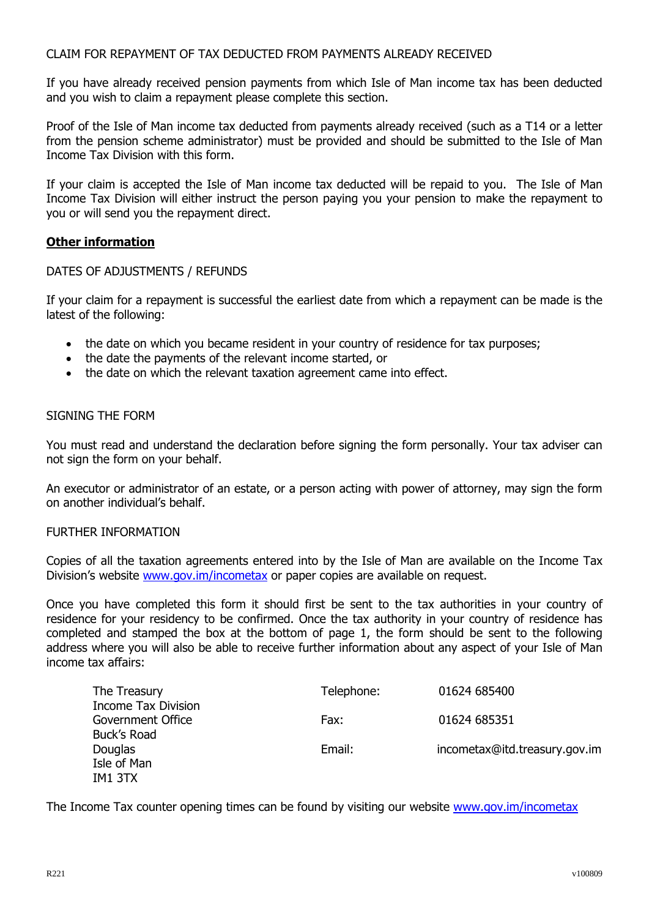CLAIM FOR REPAYMENT OF TAX DEDUCTED FROM PAYMENTS ALREADY RECEIVED

If you have already received pension payments from which Isle of Man income tax has been deducted and you wish to claim a repayment please complete this section.

Proof of the Isle of Man income tax deducted from payments already received (such as a T14 or a letter from the pension scheme administrator) must be provided and should be submitted to the Isle of Man Income Tax Division with this form.

If your claim is accepted the Isle of Man income tax deducted will be repaid to you. The Isle of Man Income Tax Division will either instruct the person paying you your pension to make the repayment to you or will send you the repayment direct.

## **Other information**

DATES OF ADJUSTMENTS / REFUNDS

If your claim for a repayment is successful the earliest date from which a repayment can be made is the latest of the following:

- the date on which you became resident in your country of residence for tax purposes;
- the date the payments of the relevant income started, or
- the date on which the relevant taxation agreement came into effect.

SIGNING THE FORM

You must read and understand the declaration before signing the form personally. Your tax adviser can not sign the form on your behalf.

An executor or administrator of an estate, or a person acting with power of attorney, may sign the form on another individual's behalf.

FURTHER INFORMATION

Copies of all the taxation agreements entered into by the Isle of Man are available on the Income Tax Division's website www.gov.im/incometax or paper copies are available on request.

Once you have completed this form it should first be sent to the tax authorities in your country of residence for your residency to be confirmed. Once the tax authority in your country of residence has completed and stamped the box at the bottom of page 1, the form should be sent to the following address where you will also be able to receive further information about any aspect of your Isle of Man income tax affairs:

The Treasury
Income Tax Division
Government Office
Buck's Road
Douglas
Isle of Man
IM1 3TX

Telephone: 01624 685400

Fax: 01624 685351

Email: incometax@itd.treasury.gov.im

The Income Tax counter opening times can be found by visiting our website www.gov.im/incometax

R221 v100809